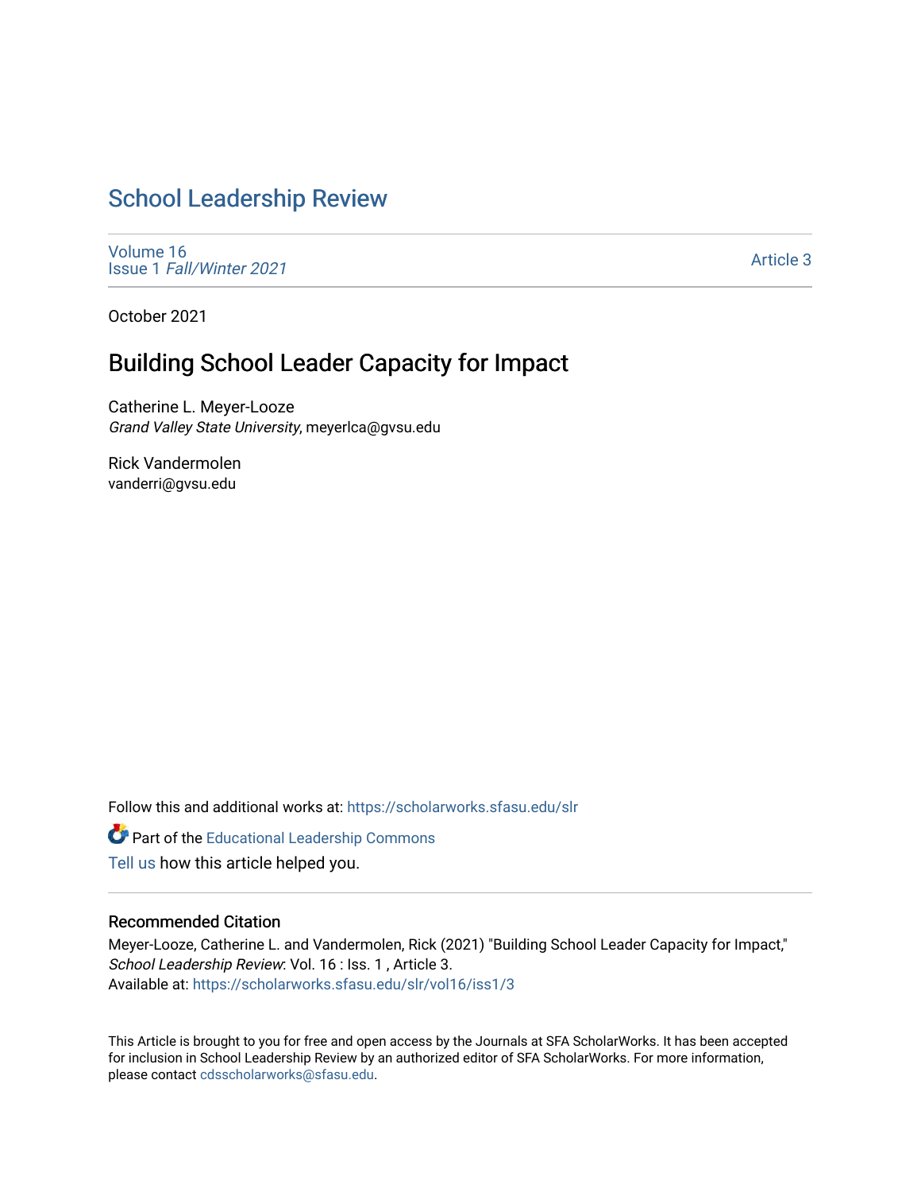# School Leadership Review

Volume 16
Issue 1 *Fall/Winter 2021*

Article 3

October 2021

## Building School Leader Capacity for Impact

Catherine L. Meyer-Looze
*Grand Valley State University*, meyerlca@gvsu.edu

Rick Vandermolen
vanderri@gvsu.edu

Follow this and additional works at: https://scholarworks.sfasu.edu/slr

Part of the Educational Leadership Commons

Tell us how this article helped you.

### Recommended Citation

Meyer-Looze, Catherine L. and Vandermolen, Rick (2021) "Building School Leader Capacity for Impact," *School Leadership Review*: Vol. 16 : Iss. 1 , Article 3.
Available at: https://scholarworks.sfasu.edu/slr/vol16/iss1/3

This Article is brought to you for free and open access by the Journals at SFA ScholarWorks. It has been accepted for inclusion in School Leadership Review by an authorized editor of SFA ScholarWorks. For more information, please contact cdsscholarworks@sfasu.edu.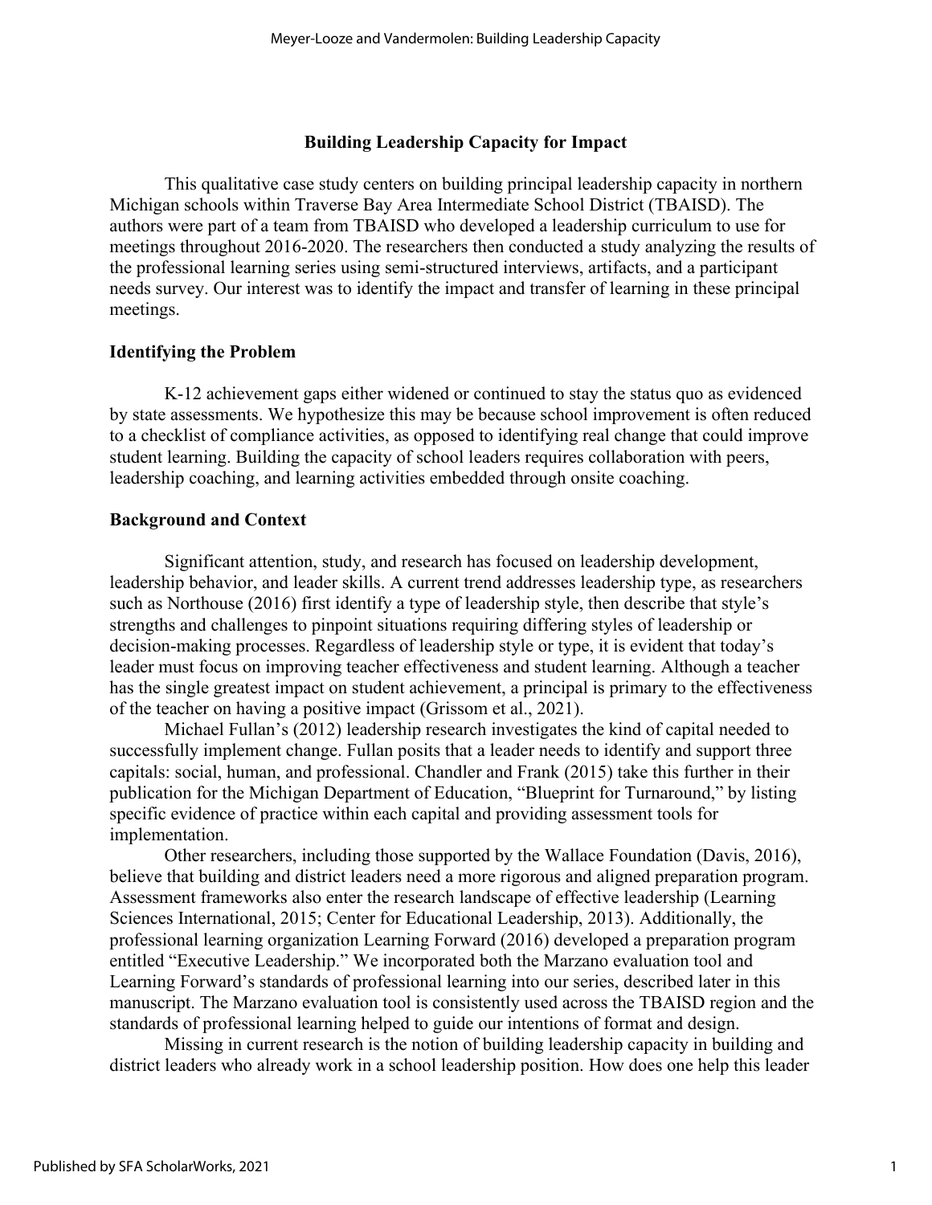## Building Leadership Capacity for Impact

This qualitative case study centers on building principal leadership capacity in northern Michigan schools within Traverse Bay Area Intermediate School District (TBAISD). The authors were part of a team from TBAISD who developed a leadership curriculum to use for meetings throughout 2016-2020. The researchers then conducted a study analyzing the results of the professional learning series using semi-structured interviews, artifacts, and a participant needs survey. Our interest was to identify the impact and transfer of learning in these principal meetings.

### Identifying the Problem

K-12 achievement gaps either widened or continued to stay the status quo as evidenced by state assessments. We hypothesize this may be because school improvement is often reduced to a checklist of compliance activities, as opposed to identifying real change that could improve student learning. Building the capacity of school leaders requires collaboration with peers, leadership coaching, and learning activities embedded through onsite coaching.

### Background and Context

Significant attention, study, and research has focused on leadership development, leadership behavior, and leader skills. A current trend addresses leadership type, as researchers such as Northouse (2016) first identify a type of leadership style, then describe that style's strengths and challenges to pinpoint situations requiring differing styles of leadership or decision-making processes. Regardless of leadership style or type, it is evident that today's leader must focus on improving teacher effectiveness and student learning. Although a teacher has the single greatest impact on student achievement, a principal is primary to the effectiveness of the teacher on having a positive impact (Grissom et al., 2021).

Michael Fullan's (2012) leadership research investigates the kind of capital needed to successfully implement change. Fullan posits that a leader needs to identify and support three capitals: social, human, and professional. Chandler and Frank (2015) take this further in their publication for the Michigan Department of Education, "Blueprint for Turnaround," by listing specific evidence of practice within each capital and providing assessment tools for implementation.

Other researchers, including those supported by the Wallace Foundation (Davis, 2016), believe that building and district leaders need a more rigorous and aligned preparation program. Assessment frameworks also enter the research landscape of effective leadership (Learning Sciences International, 2015; Center for Educational Leadership, 2013). Additionally, the professional learning organization Learning Forward (2016) developed a preparation program entitled "Executive Leadership." We incorporated both the Marzano evaluation tool and Learning Forward's standards of professional learning into our series, described later in this manuscript. The Marzano evaluation tool is consistently used across the TBAISD region and the standards of professional learning helped to guide our intentions of format and design.

Missing in current research is the notion of building leadership capacity in building and district leaders who already work in a school leadership position. How does one help this leader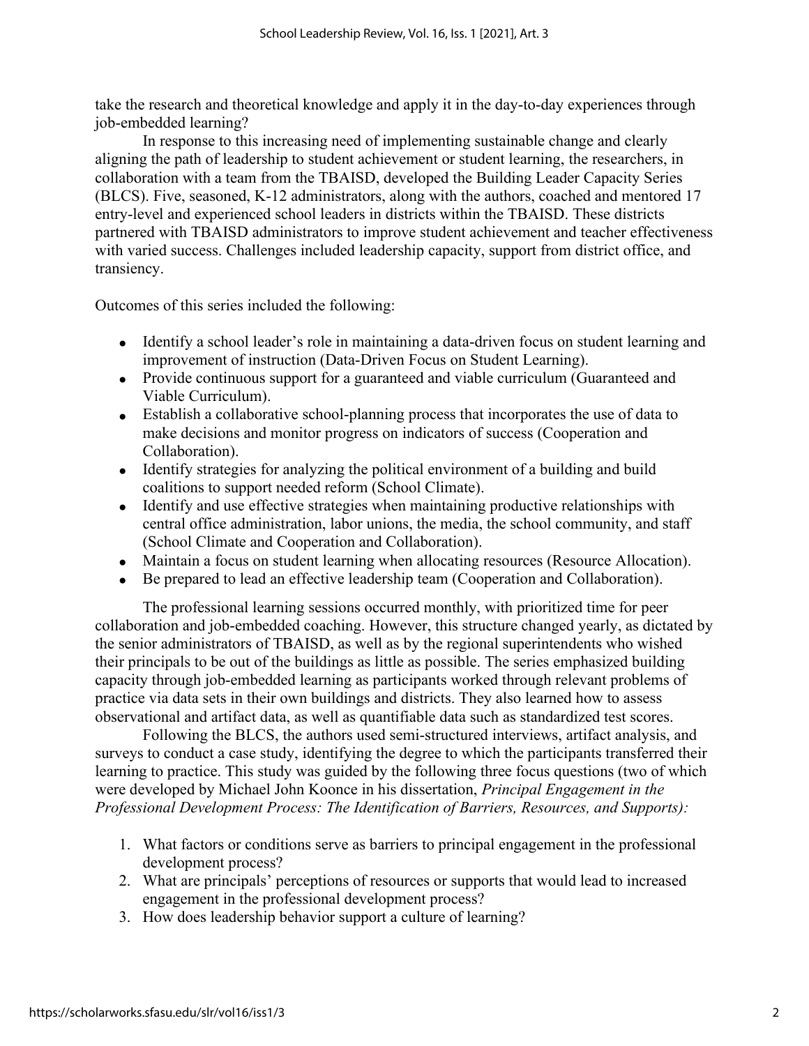take the research and theoretical knowledge and apply it in the day-to-day experiences through job-embedded learning?

In response to this increasing need of implementing sustainable change and clearly aligning the path of leadership to student achievement or student learning, the researchers, in collaboration with a team from the TBAISD, developed the Building Leader Capacity Series (BLCS). Five, seasoned, K-12 administrators, along with the authors, coached and mentored 17 entry-level and experienced school leaders in districts within the TBAISD. These districts partnered with TBAISD administrators to improve student achievement and teacher effectiveness with varied success. Challenges included leadership capacity, support from district office, and transiency.

Outcomes of this series included the following:

- Identify a school leader's role in maintaining a data-driven focus on student learning and improvement of instruction (Data-Driven Focus on Student Learning).
- Provide continuous support for a guaranteed and viable curriculum (Guaranteed and Viable Curriculum).
- Establish a collaborative school-planning process that incorporates the use of data to make decisions and monitor progress on indicators of success (Cooperation and Collaboration).
- Identify strategies for analyzing the political environment of a building and build coalitions to support needed reform (School Climate).
- Identify and use effective strategies when maintaining productive relationships with central office administration, labor unions, the media, the school community, and staff (School Climate and Cooperation and Collaboration).
- Maintain a focus on student learning when allocating resources (Resource Allocation).
- Be prepared to lead an effective leadership team (Cooperation and Collaboration).

The professional learning sessions occurred monthly, with prioritized time for peer collaboration and job-embedded coaching. However, this structure changed yearly, as dictated by the senior administrators of TBAISD, as well as by the regional superintendents who wished their principals to be out of the buildings as little as possible. The series emphasized building capacity through job-embedded learning as participants worked through relevant problems of practice via data sets in their own buildings and districts. They also learned how to assess observational and artifact data, as well as quantifiable data such as standardized test scores.

Following the BLCS, the authors used semi-structured interviews, artifact analysis, and surveys to conduct a case study, identifying the degree to which the participants transferred their learning to practice. This study was guided by the following three focus questions (two of which were developed by Michael John Koonce in his dissertation, *Principal Engagement in the Professional Development Process: The Identification of Barriers, Resources, and Supports):*

1. What factors or conditions serve as barriers to principal engagement in the professional development process?
2. What are principals' perceptions of resources or supports that would lead to increased engagement in the professional development process?
3. How does leadership behavior support a culture of learning?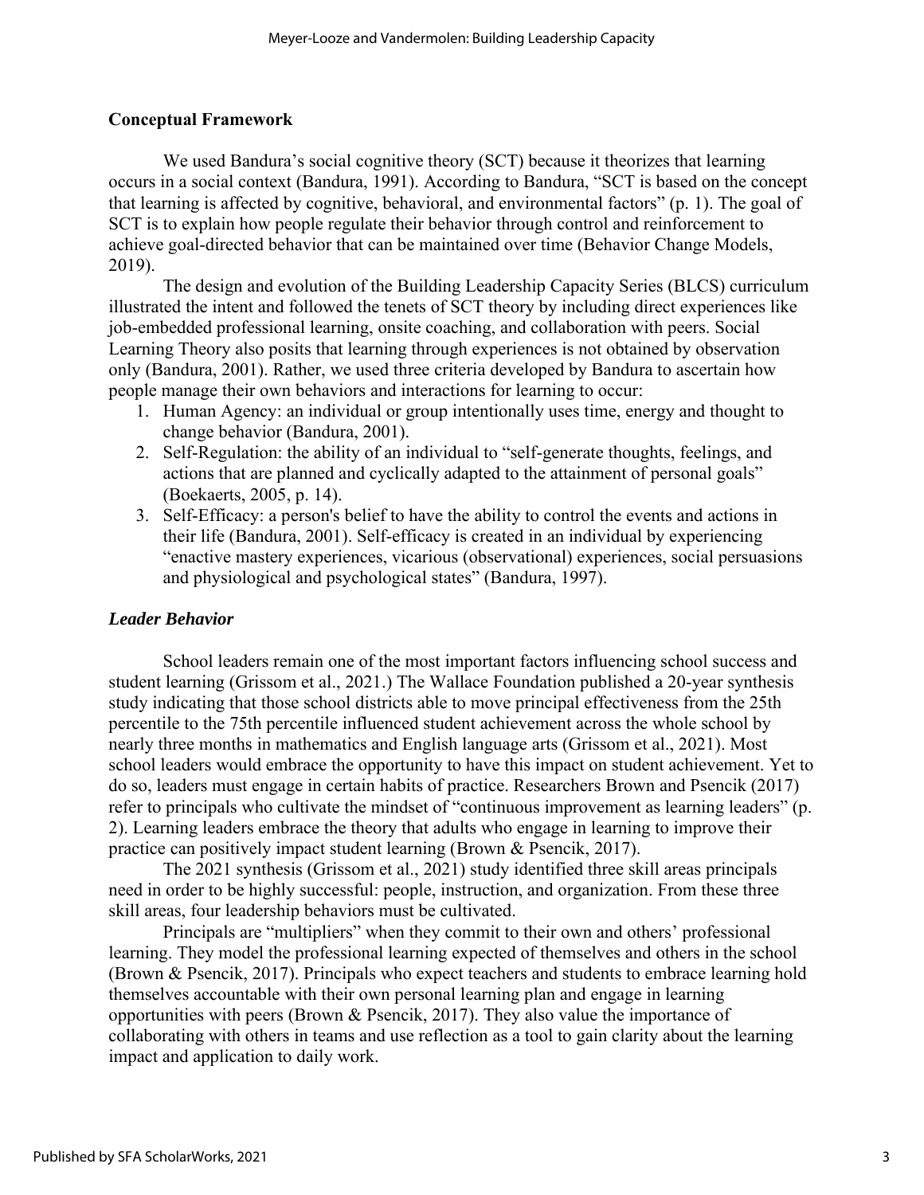## Conceptual Framework

We used Bandura's social cognitive theory (SCT) because it theorizes that learning occurs in a social context (Bandura, 1991). According to Bandura, "SCT is based on the concept that learning is affected by cognitive, behavioral, and environmental factors" (p. 1). The goal of SCT is to explain how people regulate their behavior through control and reinforcement to achieve goal-directed behavior that can be maintained over time (Behavior Change Models, 2019).

The design and evolution of the Building Leadership Capacity Series (BLCS) curriculum illustrated the intent and followed the tenets of SCT theory by including direct experiences like job-embedded professional learning, onsite coaching, and collaboration with peers. Social Learning Theory also posits that learning through experiences is not obtained by observation only (Bandura, 2001). Rather, we used three criteria developed by Bandura to ascertain how people manage their own behaviors and interactions for learning to occur:

1. Human Agency: an individual or group intentionally uses time, energy and thought to change behavior (Bandura, 2001).
2. Self-Regulation: the ability of an individual to "self-generate thoughts, feelings, and actions that are planned and cyclically adapted to the attainment of personal goals" (Boekaerts, 2005, p. 14).
3. Self-Efficacy: a person's belief to have the ability to control the events and actions in their life (Bandura, 2001). Self-efficacy is created in an individual by experiencing "enactive mastery experiences, vicarious (observational) experiences, social persuasions and physiological and psychological states" (Bandura, 1997).

### *Leader Behavior*

School leaders remain one of the most important factors influencing school success and student learning (Grissom et al., 2021.) The Wallace Foundation published a 20-year synthesis study indicating that those school districts able to move principal effectiveness from the 25th percentile to the 75th percentile influenced student achievement across the whole school by nearly three months in mathematics and English language arts (Grissom et al., 2021). Most school leaders would embrace the opportunity to have this impact on student achievement. Yet to do so, leaders must engage in certain habits of practice. Researchers Brown and Psencik (2017) refer to principals who cultivate the mindset of "continuous improvement as learning leaders" (p. 2). Learning leaders embrace the theory that adults who engage in learning to improve their practice can positively impact student learning (Brown & Psencik, 2017).

The 2021 synthesis (Grissom et al., 2021) study identified three skill areas principals need in order to be highly successful: people, instruction, and organization. From these three skill areas, four leadership behaviors must be cultivated.

Principals are "multipliers" when they commit to their own and others' professional learning. They model the professional learning expected of themselves and others in the school (Brown & Psencik, 2017). Principals who expect teachers and students to embrace learning hold themselves accountable with their own personal learning plan and engage in learning opportunities with peers (Brown & Psencik, 2017). They also value the importance of collaborating with others in teams and use reflection as a tool to gain clarity about the learning impact and application to daily work.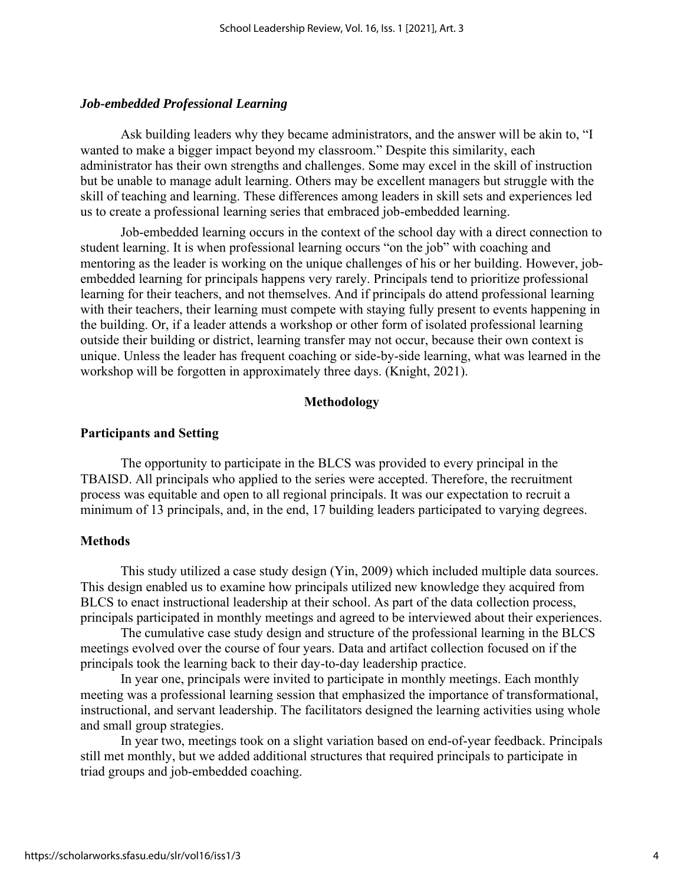### *Job-embedded Professional Learning*

Ask building leaders why they became administrators, and the answer will be akin to, "I wanted to make a bigger impact beyond my classroom." Despite this similarity, each administrator has their own strengths and challenges. Some may excel in the skill of instruction but be unable to manage adult learning. Others may be excellent managers but struggle with the skill of teaching and learning. These differences among leaders in skill sets and experiences led us to create a professional learning series that embraced job-embedded learning.

Job-embedded learning occurs in the context of the school day with a direct connection to student learning. It is when professional learning occurs "on the job" with coaching and mentoring as the leader is working on the unique challenges of his or her building. However, job-embedded learning for principals happens very rarely. Principals tend to prioritize professional learning for their teachers, and not themselves. And if principals do attend professional learning with their teachers, their learning must compete with staying fully present to events happening in the building. Or, if a leader attends a workshop or other form of isolated professional learning outside their building or district, learning transfer may not occur, because their own context is unique. Unless the leader has frequent coaching or side-by-side learning, what was learned in the workshop will be forgotten in approximately three days. (Knight, 2021).

## Methodology

### Participants and Setting

The opportunity to participate in the BLCS was provided to every principal in the TBAISD. All principals who applied to the series were accepted. Therefore, the recruitment process was equitable and open to all regional principals. It was our expectation to recruit a minimum of 13 principals, and, in the end, 17 building leaders participated to varying degrees.

### Methods

This study utilized a case study design (Yin, 2009) which included multiple data sources. This design enabled us to examine how principals utilized new knowledge they acquired from BLCS to enact instructional leadership at their school. As part of the data collection process, principals participated in monthly meetings and agreed to be interviewed about their experiences.

The cumulative case study design and structure of the professional learning in the BLCS meetings evolved over the course of four years. Data and artifact collection focused on if the principals took the learning back to their day-to-day leadership practice.

In year one, principals were invited to participate in monthly meetings. Each monthly meeting was a professional learning session that emphasized the importance of transformational, instructional, and servant leadership. The facilitators designed the learning activities using whole and small group strategies.

In year two, meetings took on a slight variation based on end-of-year feedback. Principals still met monthly, but we added additional structures that required principals to participate in triad groups and job-embedded coaching.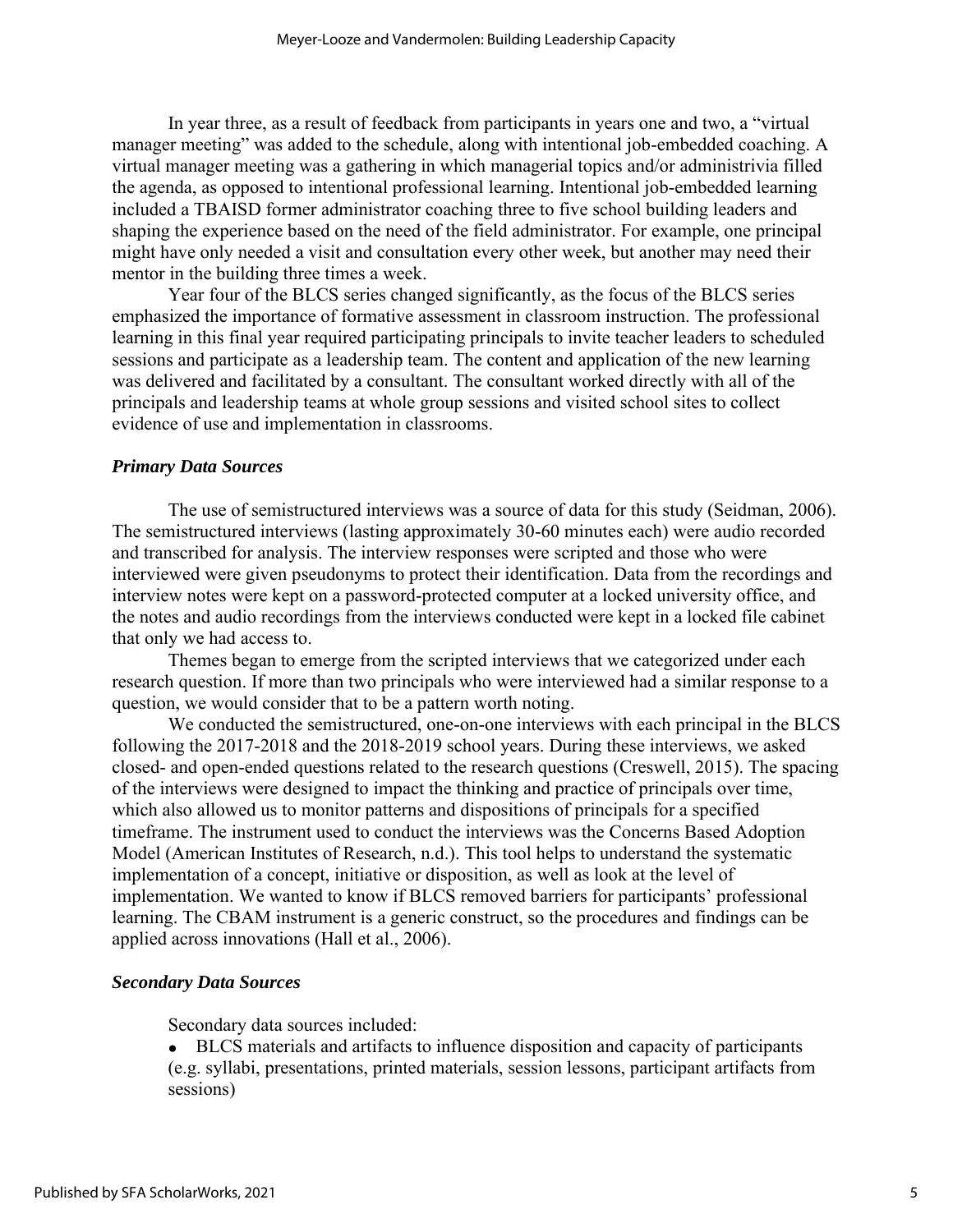In year three, as a result of feedback from participants in years one and two, a "virtual manager meeting" was added to the schedule, along with intentional job-embedded coaching. A virtual manager meeting was a gathering in which managerial topics and/or administrivia filled the agenda, as opposed to intentional professional learning. Intentional job-embedded learning included a TBAISD former administrator coaching three to five school building leaders and shaping the experience based on the need of the field administrator. For example, one principal might have only needed a visit and consultation every other week, but another may need their mentor in the building three times a week.

Year four of the BLCS series changed significantly, as the focus of the BLCS series emphasized the importance of formative assessment in classroom instruction. The professional learning in this final year required participating principals to invite teacher leaders to scheduled sessions and participate as a leadership team. The content and application of the new learning was delivered and facilitated by a consultant. The consultant worked directly with all of the principals and leadership teams at whole group sessions and visited school sites to collect evidence of use and implementation in classrooms.

### *Primary Data Sources*

The use of semistructured interviews was a source of data for this study (Seidman, 2006). The semistructured interviews (lasting approximately 30-60 minutes each) were audio recorded and transcribed for analysis. The interview responses were scripted and those who were interviewed were given pseudonyms to protect their identification. Data from the recordings and interview notes were kept on a password-protected computer at a locked university office, and the notes and audio recordings from the interviews conducted were kept in a locked file cabinet that only we had access to.

Themes began to emerge from the scripted interviews that we categorized under each research question. If more than two principals who were interviewed had a similar response to a question, we would consider that to be a pattern worth noting.

We conducted the semistructured, one-on-one interviews with each principal in the BLCS following the 2017-2018 and the 2018-2019 school years. During these interviews, we asked closed- and open-ended questions related to the research questions (Creswell, 2015). The spacing of the interviews were designed to impact the thinking and practice of principals over time, which also allowed us to monitor patterns and dispositions of principals for a specified timeframe. The instrument used to conduct the interviews was the Concerns Based Adoption Model (American Institutes of Research, n.d.). This tool helps to understand the systematic implementation of a concept, initiative or disposition, as well as look at the level of implementation. We wanted to know if BLCS removed barriers for participants' professional learning. The CBAM instrument is a generic construct, so the procedures and findings can be applied across innovations (Hall et al., 2006).

### *Secondary Data Sources*

Secondary data sources included:

- BLCS materials and artifacts to influence disposition and capacity of participants (e.g. syllabi, presentations, printed materials, session lessons, participant artifacts from sessions)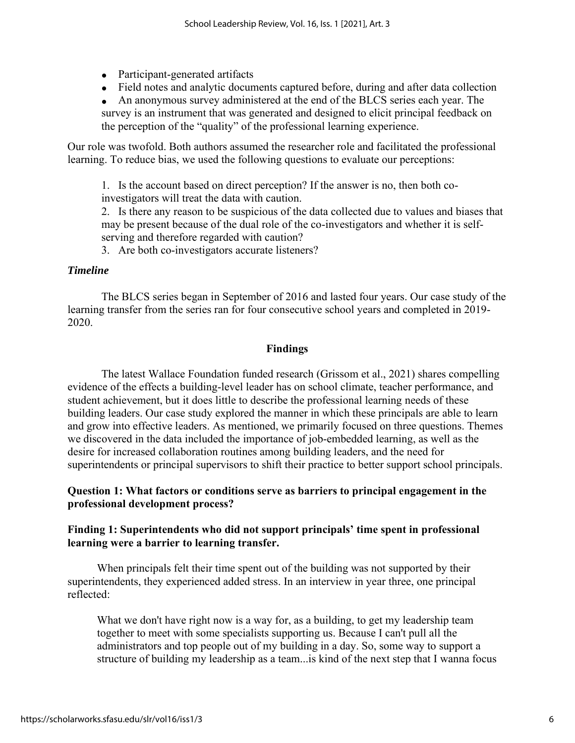- Participant-generated artifacts
- Field notes and analytic documents captured before, during and after data collection
- An anonymous survey administered at the end of the BLCS series each year. The survey is an instrument that was generated and designed to elicit principal feedback on the perception of the "quality" of the professional learning experience.

Our role was twofold. Both authors assumed the researcher role and facilitated the professional learning. To reduce bias, we used the following questions to evaluate our perceptions:

1. Is the account based on direct perception? If the answer is no, then both co-investigators will treat the data with caution.
2. Is there any reason to be suspicious of the data collected due to values and biases that may be present because of the dual role of the co-investigators and whether it is self-serving and therefore regarded with caution?
3. Are both co-investigators accurate listeners?

### *Timeline*

The BLCS series began in September of 2016 and lasted four years. Our case study of the learning transfer from the series ran for four consecutive school years and completed in 2019-2020.

## Findings

The latest Wallace Foundation funded research (Grissom et al., 2021) shares compelling evidence of the effects a building-level leader has on school climate, teacher performance, and student achievement, but it does little to describe the professional learning needs of these building leaders. Our case study explored the manner in which these principals are able to learn and grow into effective leaders. As mentioned, we primarily focused on three questions. Themes we discovered in the data included the importance of job-embedded learning, as well as the desire for increased collaboration routines among building leaders, and the need for superintendents or principal supervisors to shift their practice to better support school principals.

### Question 1: What factors or conditions serve as barriers to principal engagement in the professional development process?

### Finding 1: Superintendents who did not support principals' time spent in professional learning were a barrier to learning transfer.

When principals felt their time spent out of the building was not supported by their superintendents, they experienced added stress. In an interview in year three, one principal reflected:

> What we don't have right now is a way for, as a building, to get my leadership team together to meet with some specialists supporting us. Because I can't pull all the administrators and top people out of my building in a day. So, some way to support a structure of building my leadership as a team...is kind of the next step that I wanna focus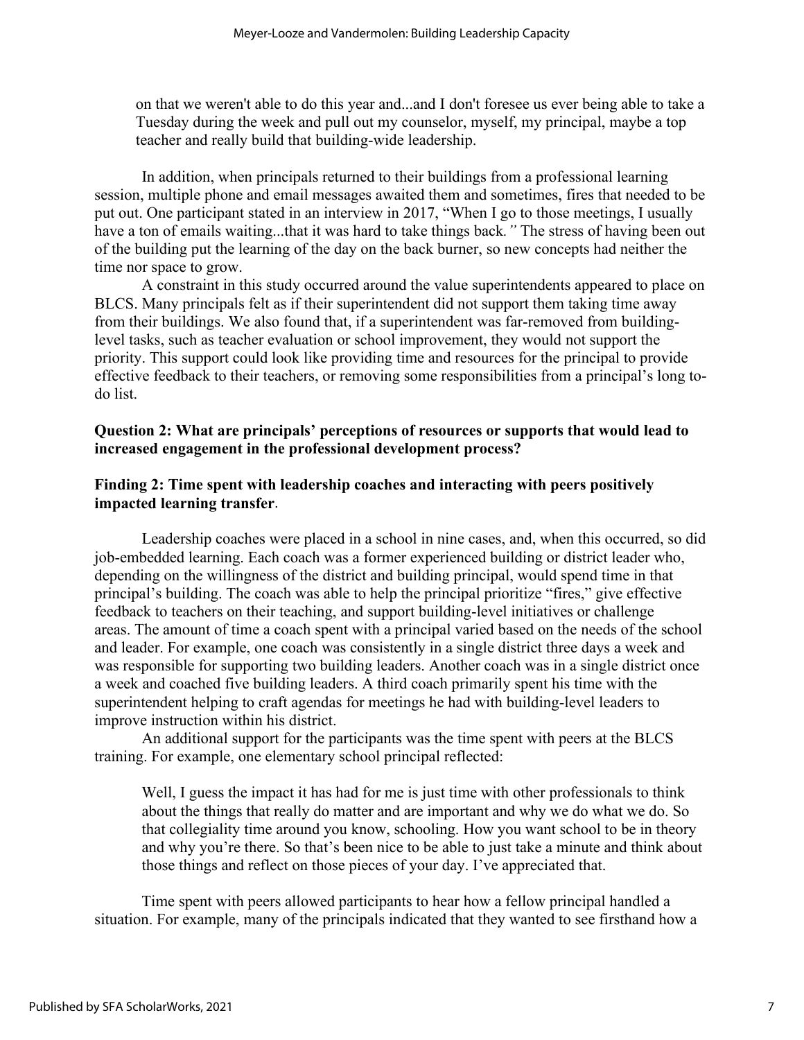> on that we weren't able to do this year and...and I don't foresee us ever being able to take a Tuesday during the week and pull out my counselor, myself, my principal, maybe a top teacher and really build that building-wide leadership.

In addition, when principals returned to their buildings from a professional learning session, multiple phone and email messages awaited them and sometimes, fires that needed to be put out. One participant stated in an interview in 2017, "When I go to those meetings, I usually have a ton of emails waiting...that it was hard to take things back*."* The stress of having been out of the building put the learning of the day on the back burner, so new concepts had neither the time nor space to grow.

A constraint in this study occurred around the value superintendents appeared to place on BLCS. Many principals felt as if their superintendent did not support them taking time away from their buildings. We also found that, if a superintendent was far-removed from building-level tasks, such as teacher evaluation or school improvement, they would not support the priority. This support could look like providing time and resources for the principal to provide effective feedback to their teachers, or removing some responsibilities from a principal's long to-do list.

**Question 2: What are principals' perceptions of resources or supports that would lead to increased engagement in the professional development process?**

**Finding 2: Time spent with leadership coaches and interacting with peers positively impacted learning transfer**.

Leadership coaches were placed in a school in nine cases, and, when this occurred, so did job-embedded learning. Each coach was a former experienced building or district leader who, depending on the willingness of the district and building principal, would spend time in that principal's building. The coach was able to help the principal prioritize "fires," give effective feedback to teachers on their teaching, and support building-level initiatives or challenge areas. The amount of time a coach spent with a principal varied based on the needs of the school and leader. For example, one coach was consistently in a single district three days a week and was responsible for supporting two building leaders. Another coach was in a single district once a week and coached five building leaders. A third coach primarily spent his time with the superintendent helping to craft agendas for meetings he had with building-level leaders to improve instruction within his district.

An additional support for the participants was the time spent with peers at the BLCS training. For example, one elementary school principal reflected:

> Well, I guess the impact it has had for me is just time with other professionals to think about the things that really do matter and are important and why we do what we do. So that collegiality time around you know, schooling. How you want school to be in theory and why you're there. So that's been nice to be able to just take a minute and think about those things and reflect on those pieces of your day. I've appreciated that.

Time spent with peers allowed participants to hear how a fellow principal handled a situation. For example, many of the principals indicated that they wanted to see firsthand how a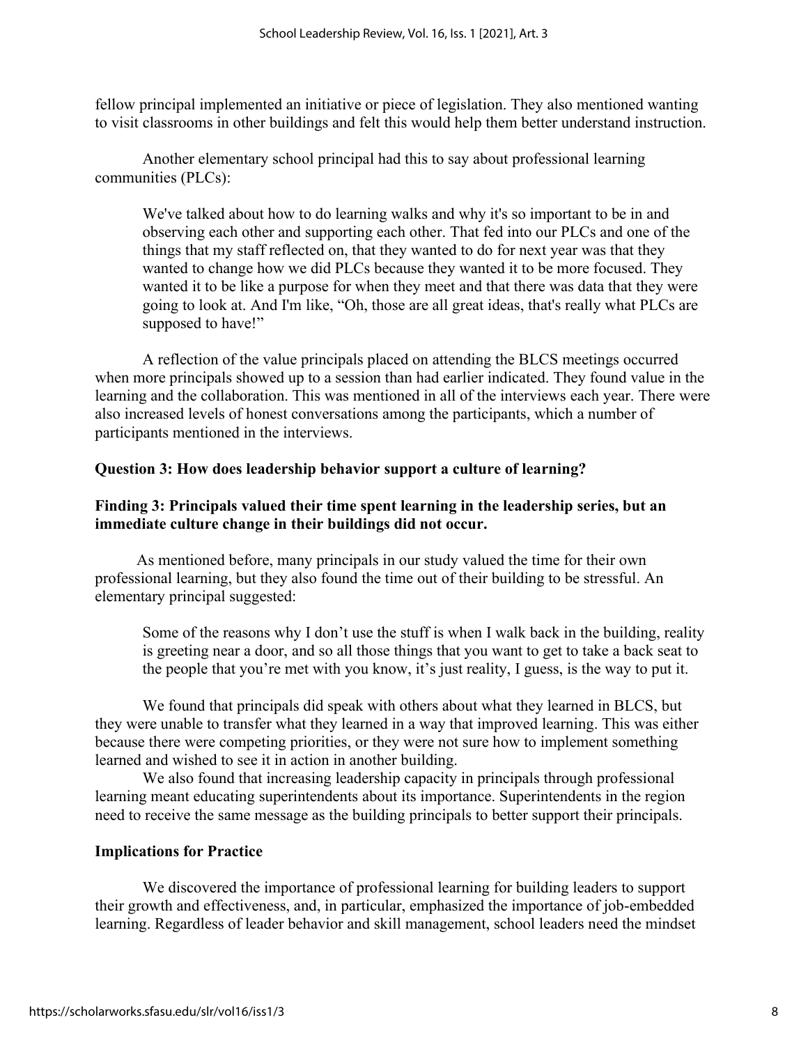fellow principal implemented an initiative or piece of legislation. They also mentioned wanting to visit classrooms in other buildings and felt this would help them better understand instruction.

Another elementary school principal had this to say about professional learning communities (PLCs):

> We've talked about how to do learning walks and why it's so important to be in and observing each other and supporting each other. That fed into our PLCs and one of the things that my staff reflected on, that they wanted to do for next year was that they wanted to change how we did PLCs because they wanted it to be more focused. They wanted it to be like a purpose for when they meet and that there was data that they were going to look at. And I'm like, "Oh, those are all great ideas, that's really what PLCs are supposed to have!"

A reflection of the value principals placed on attending the BLCS meetings occurred when more principals showed up to a session than had earlier indicated. They found value in the learning and the collaboration. This was mentioned in all of the interviews each year. There were also increased levels of honest conversations among the participants, which a number of participants mentioned in the interviews.

**Question 3: How does leadership behavior support a culture of learning?**

**Finding 3: Principals valued their time spent learning in the leadership series, but an immediate culture change in their buildings did not occur.**

As mentioned before, many principals in our study valued the time for their own professional learning, but they also found the time out of their building to be stressful. An elementary principal suggested:

> Some of the reasons why I don't use the stuff is when I walk back in the building, reality is greeting near a door, and so all those things that you want to get to take a back seat to the people that you're met with you know, it's just reality, I guess, is the way to put it.

We found that principals did speak with others about what they learned in BLCS, but they were unable to transfer what they learned in a way that improved learning. This was either because there were competing priorities, or they were not sure how to implement something learned and wished to see it in action in another building.

We also found that increasing leadership capacity in principals through professional learning meant educating superintendents about its importance. Superintendents in the region need to receive the same message as the building principals to better support their principals.

**Implications for Practice**

We discovered the importance of professional learning for building leaders to support their growth and effectiveness, and, in particular, emphasized the importance of job-embedded learning. Regardless of leader behavior and skill management, school leaders need the mindset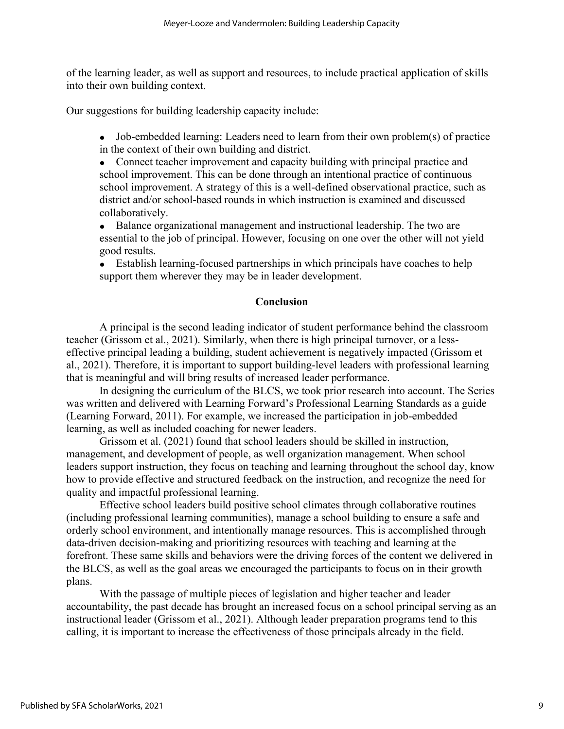of the learning leader, as well as support and resources, to include practical application of skills into their own building context.

Our suggestions for building leadership capacity include:

- Job-embedded learning: Leaders need to learn from their own problem(s) of practice in the context of their own building and district.
- Connect teacher improvement and capacity building with principal practice and school improvement. This can be done through an intentional practice of continuous school improvement. A strategy of this is a well-defined observational practice, such as district and/or school-based rounds in which instruction is examined and discussed collaboratively.
- Balance organizational management and instructional leadership. The two are essential to the job of principal. However, focusing on one over the other will not yield good results.
- Establish learning-focused partnerships in which principals have coaches to help support them wherever they may be in leader development.

## Conclusion

A principal is the second leading indicator of student performance behind the classroom teacher (Grissom et al., 2021). Similarly, when there is high principal turnover, or a less-effective principal leading a building, student achievement is negatively impacted (Grissom et al., 2021). Therefore, it is important to support building-level leaders with professional learning that is meaningful and will bring results of increased leader performance.

In designing the curriculum of the BLCS, we took prior research into account. The Series was written and delivered with Learning Forward's Professional Learning Standards as a guide (Learning Forward, 2011). For example, we increased the participation in job-embedded learning, as well as included coaching for newer leaders.

Grissom et al. (2021) found that school leaders should be skilled in instruction, management, and development of people, as well organization management. When school leaders support instruction, they focus on teaching and learning throughout the school day, know how to provide effective and structured feedback on the instruction, and recognize the need for quality and impactful professional learning.

Effective school leaders build positive school climates through collaborative routines (including professional learning communities), manage a school building to ensure a safe and orderly school environment, and intentionally manage resources. This is accomplished through data-driven decision-making and prioritizing resources with teaching and learning at the forefront. These same skills and behaviors were the driving forces of the content we delivered in the BLCS, as well as the goal areas we encouraged the participants to focus on in their growth plans.

With the passage of multiple pieces of legislation and higher teacher and leader accountability, the past decade has brought an increased focus on a school principal serving as an instructional leader (Grissom et al., 2021). Although leader preparation programs tend to this calling, it is important to increase the effectiveness of those principals already in the field.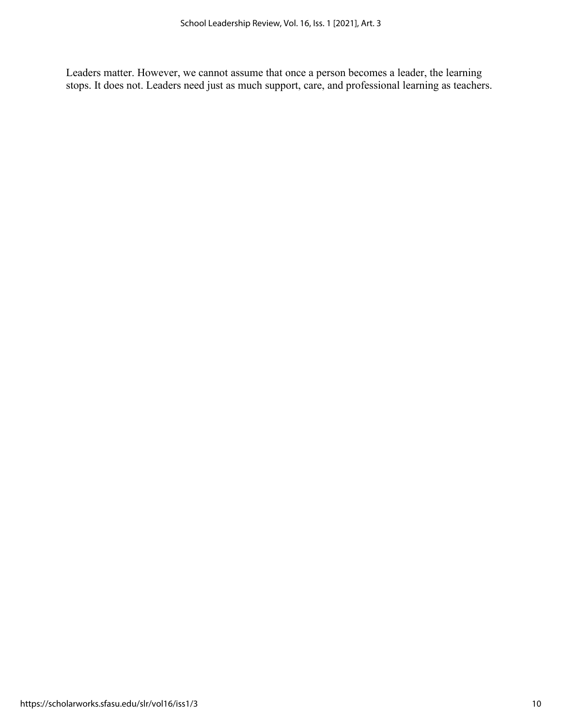Leaders matter. However, we cannot assume that once a person becomes a leader, the learning stops. It does not. Leaders need just as much support, care, and professional learning as teachers.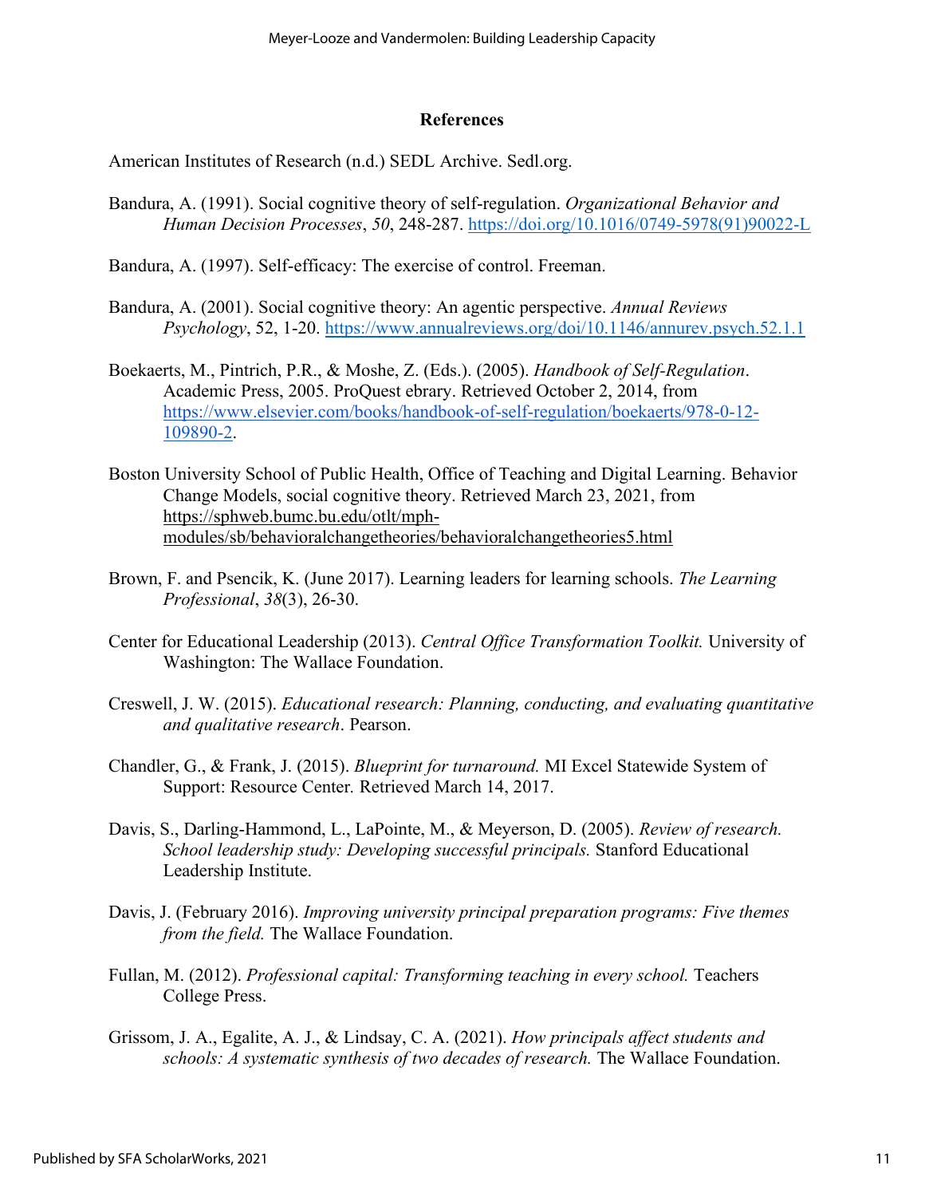## References

American Institutes of Research (n.d.) SEDL Archive. Sedl.org.

Bandura, A. (1991). Social cognitive theory of self-regulation. *Organizational Behavior and Human Decision Processes*, *50*, 248-287. https://doi.org/10.1016/0749-5978(91)90022-L

Bandura, A. (1997). Self-efficacy: The exercise of control. Freeman.

Bandura, A. (2001). Social cognitive theory: An agentic perspective. *Annual Reviews Psychology*, 52, 1-20. https://www.annualreviews.org/doi/10.1146/annurev.psych.52.1.1

Boekaerts, M., Pintrich, P.R., & Moshe, Z. (Eds.). (2005). *Handbook of Self-Regulation*. Academic Press, 2005. ProQuest ebrary. Retrieved October 2, 2014, from https://www.elsevier.com/books/handbook-of-self-regulation/boekaerts/978-0-12-109890-2.

Boston University School of Public Health, Office of Teaching and Digital Learning. Behavior Change Models, social cognitive theory. Retrieved March 23, 2021, from https://sphweb.bumc.bu.edu/otlt/mph-modules/sb/behavioralchangetheories/behavioralchangetheories5.html

Brown, F. and Psencik, K. (June 2017). Learning leaders for learning schools. *The Learning Professional*, *38*(3), 26-30.

Center for Educational Leadership (2013). *Central Office Transformation Toolkit.* University of Washington: The Wallace Foundation.

Creswell, J. W. (2015). *Educational research: Planning, conducting, and evaluating quantitative and qualitative research*. Pearson.

Chandler, G., & Frank, J. (2015). *Blueprint for turnaround.* MI Excel Statewide System of Support: Resource Center*.* Retrieved March 14, 2017.

Davis, S., Darling-Hammond, L., LaPointe, M., & Meyerson, D. (2005). *Review of research. School leadership study: Developing successful principals.* Stanford Educational Leadership Institute.

Davis, J. (February 2016). *Improving university principal preparation programs: Five themes from the field.* The Wallace Foundation.

Fullan, M. (2012). *Professional capital: Transforming teaching in every school.* Teachers College Press.

Grissom, J. A., Egalite, A. J., & Lindsay, C. A. (2021). *How principals affect students and schools: A systematic synthesis of two decades of research.* The Wallace Foundation.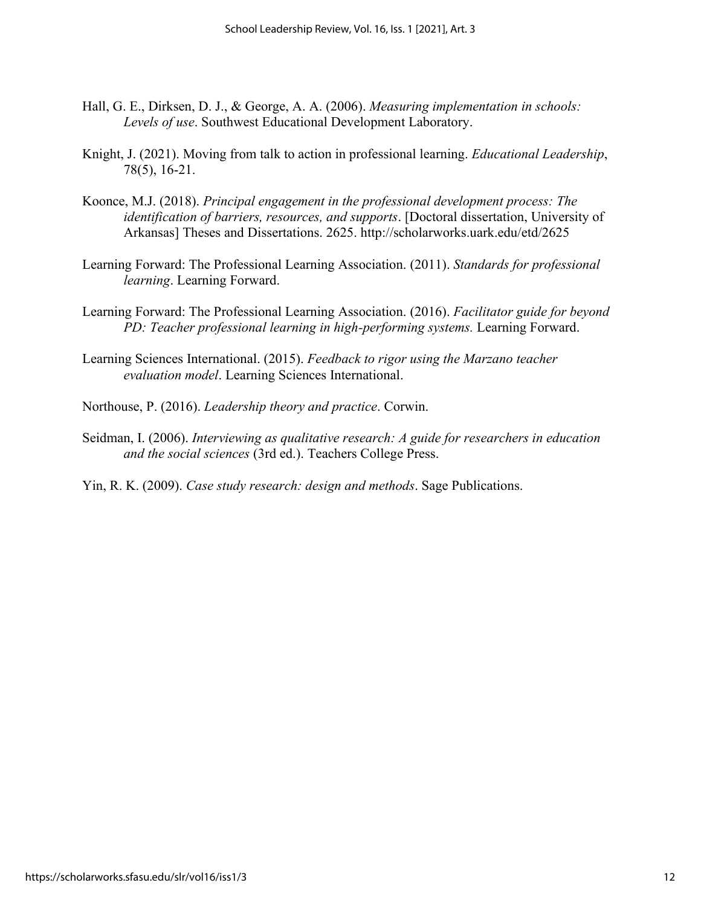Hall, G. E., Dirksen, D. J., & George, A. A. (2006). *Measuring implementation in schools: Levels of use*. Southwest Educational Development Laboratory.

Knight, J. (2021). Moving from talk to action in professional learning. *Educational Leadership*, 78(5), 16-21.

Koonce, M.J. (2018). *Principal engagement in the professional development process: The identification of barriers, resources, and supports*. [Doctoral dissertation, University of Arkansas] Theses and Dissertations. 2625. http://scholarworks.uark.edu/etd/2625

Learning Forward: The Professional Learning Association. (2011). *Standards for professional learning*. Learning Forward.

Learning Forward: The Professional Learning Association. (2016). *Facilitator guide for beyond PD: Teacher professional learning in high-performing systems.* Learning Forward.

Learning Sciences International. (2015). *Feedback to rigor using the Marzano teacher evaluation model*. Learning Sciences International.

Northouse, P. (2016). *Leadership theory and practice*. Corwin.

Seidman, I. (2006). *Interviewing as qualitative research: A guide for researchers in education and the social sciences* (3rd ed.). Teachers College Press.

Yin, R. K. (2009). *Case study research: design and methods*. Sage Publications.